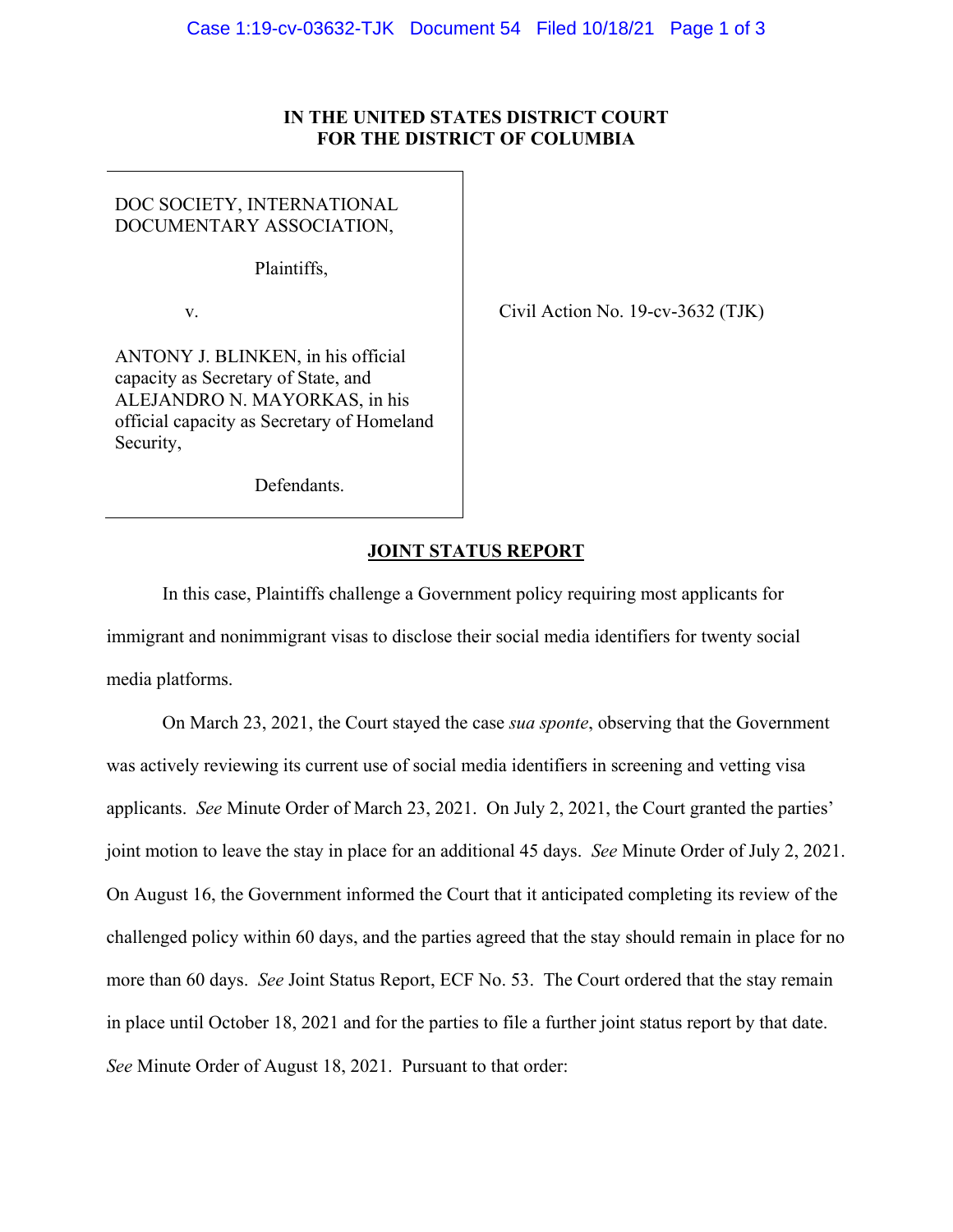**IN THE UNITED STATES DISTRICT COURT**
**FOR THE DISTRICT OF COLUMBIA**

DOC SOCIETY, INTERNATIONAL DOCUMENTARY ASSOCIATION,

Plaintiffs,

v.

ANTONY J. BLINKEN, in his official capacity as Secretary of State, and ALEJANDRO N. MAYORKAS, in his official capacity as Secretary of Homeland Security,

Defendants.

Civil Action No. 19-cv-3632 (TJK)

**JOINT STATUS REPORT**

In this case, Plaintiffs challenge a Government policy requiring most applicants for immigrant and nonimmigrant visas to disclose their social media identifiers for twenty social media platforms.

On March 23, 2021, the Court stayed the case *sua sponte*, observing that the Government was actively reviewing its current use of social media identifiers in screening and vetting visa applicants. *See* Minute Order of March 23, 2021. On July 2, 2021, the Court granted the parties' joint motion to leave the stay in place for an additional 45 days. *See* Minute Order of July 2, 2021. On August 16, the Government informed the Court that it anticipated completing its review of the challenged policy within 60 days, and the parties agreed that the stay should remain in place for no more than 60 days. *See* Joint Status Report, ECF No. 53. The Court ordered that the stay remain in place until October 18, 2021 and for the parties to file a further joint status report by that date. *See* Minute Order of August 18, 2021. Pursuant to that order: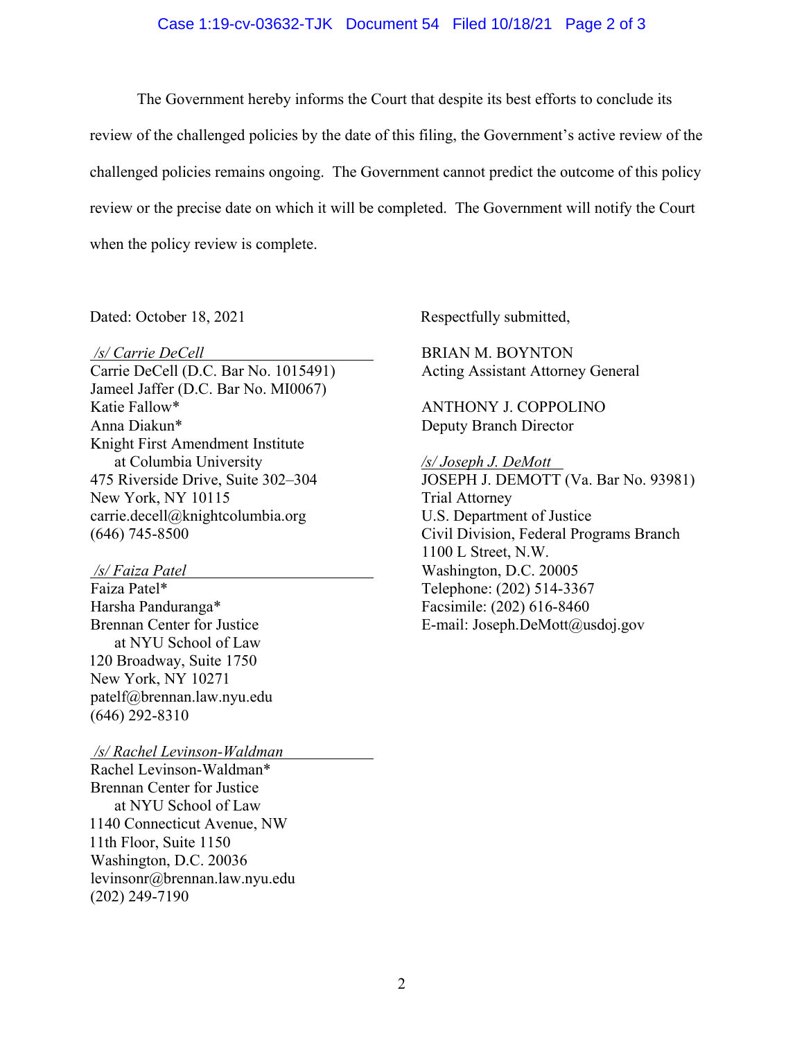The Government hereby informs the Court that despite its best efforts to conclude its review of the challenged policies by the date of this filing, the Government's active review of the challenged policies remains ongoing. The Government cannot predict the outcome of this policy review or the precise date on which it will be completed. The Government will notify the Court when the policy review is complete.

Dated: October 18, 2021

Respectfully submitted,

*/s/ Carrie DeCell*
Carrie DeCell (D.C. Bar No. 1015491)
Jameel Jaffer (D.C. Bar No. MI0067)
Katie Fallow*
Anna Diakun*
Knight First Amendment Institute
at Columbia University
475 Riverside Drive, Suite 302–304
New York, NY 10115
carrie.decell@knightcolumbia.org
(646) 745-8500

*/s/ Faiza Patel*
Faiza Patel*
Harsha Panduranga*
Brennan Center for Justice
at NYU School of Law
120 Broadway, Suite 1750
New York, NY 10271
patelf@brennan.law.nyu.edu
(646) 292-8310

*/s/ Rachel Levinson-Waldman*
Rachel Levinson-Waldman*
Brennan Center for Justice
at NYU School of Law
1140 Connecticut Avenue, NW
11th Floor, Suite 1150
Washington, D.C. 20036
levinsonr@brennan.law.nyu.edu
(202) 249-7190

BRIAN M. BOYNTON
Acting Assistant Attorney General

ANTHONY J. COPPOLINO
Deputy Branch Director

*/s/ Joseph J. DeMott*
JOSEPH J. DEMOTT (Va. Bar No. 93981)
Trial Attorney
U.S. Department of Justice
Civil Division, Federal Programs Branch
1100 L Street, N.W.
Washington, D.C. 20005
Telephone: (202) 514-3367
Facsimile: (202) 616-8460
E-mail: Joseph.DeMott@usdoj.gov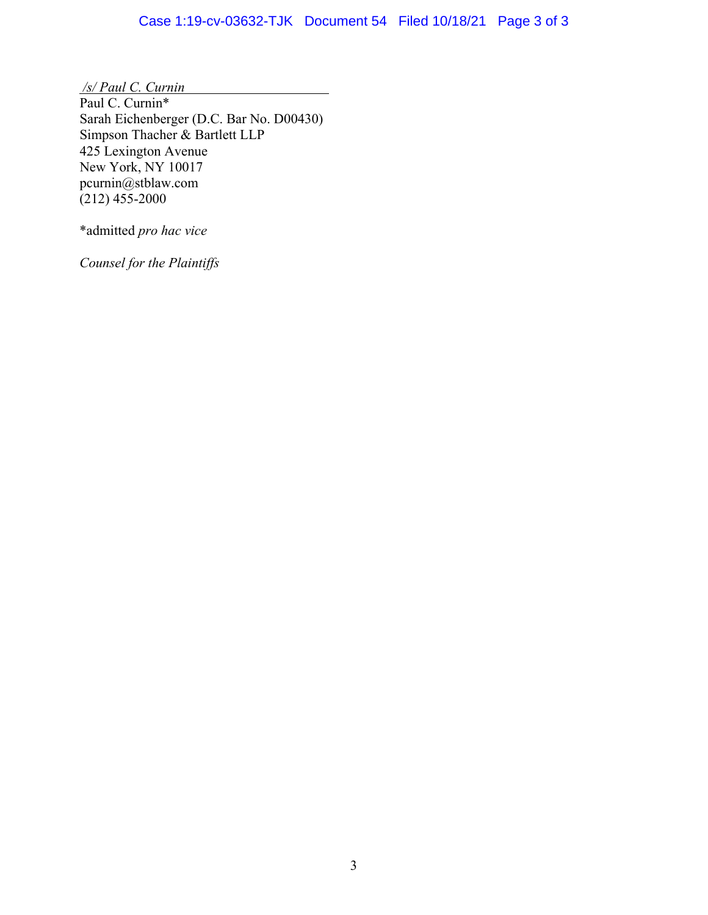*/s/ Paul C. Curnin*

Paul C. Curnin*
Sarah Eichenberger (D.C. Bar No. D00430)
Simpson Thacher & Bartlett LLP
425 Lexington Avenue
New York, NY 10017
pcurnin@stblaw.com
(212) 455-2000

*admitted *pro hac vice*

*Counsel for the Plaintiffs*